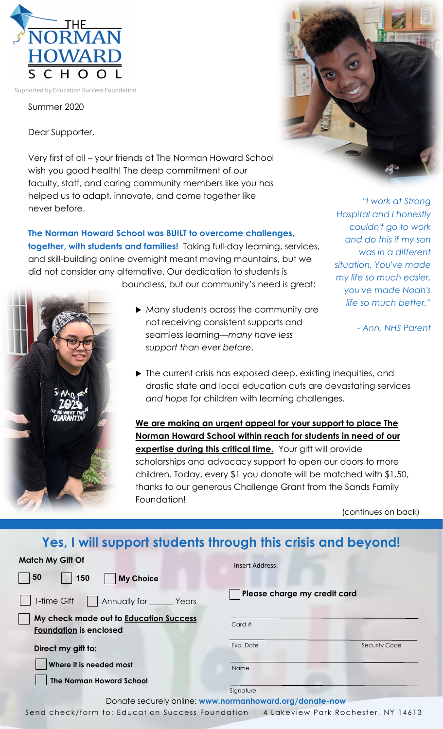# THE NORMAN HOWARD SCHOOL

Supported by Education Success Foundation

Summer 2020

Dear Supporter,

Very first of all – your friends at The Norman Howard School wish you good health! The deep commitment of our faculty, staff, and caring community members like you has helped us to adapt, innovate, and come together like never before.

**The Norman Howard School was BUILT to overcome challenges, together, with students and families!** Taking full-day learning, services, and skill-building online overnight meant moving mountains, but we did not consider any alternative. Our dedication to students is boundless, but our community's need is great:

- Many students across the community are not receiving consistent supports and seamless learning—*many have less support than ever before*.
- The current crisis has exposed deep, existing inequities, and drastic state and local education cuts are devastating services *and hope* for children with learning challenges.

**We are making an urgent appeal for your support to place The Norman Howard School within reach for students in need of our expertise during this critical time.** Your gift will provide scholarships and advocacy support to open our doors to more children. Today, every $1 you donate will be matched with $1.50, thanks to our generous Challenge Grant from the Sands Family Foundation!

*"I work at Strong Hospital and I honestly couldn't go to work and do this if my son was in a different situation. You've made my life so much easier, you've made Noah's life so much better."*

*- Ann, NHS Parent*

(continues on back)

## Yes, I will support students through this crisis and beyond!

**Match My Gift Of**

- [ ] **50**
- [ ] **150**
- [ ] **My Choice** _____

- [ ] 1-time Gift
- [ ] Annually for _____ Years

- [ ] **My check made out to Education Success Foundation is enclosed**

**Direct my gift to:**

- [ ] **Where it is needed most**
- [ ] **The Norman Howard School**

Insert Address:

- [ ] **Please charge my credit card**

Card # ____________________

Exp. Date ____________ Security Code ____________

Name ____________________

Signature ____________________

Donate securely online: **www.normanhoward.org/donate-now**

Send check/form to: Education Success Foundation | 4 Lakeview Park Rochester, NY 14613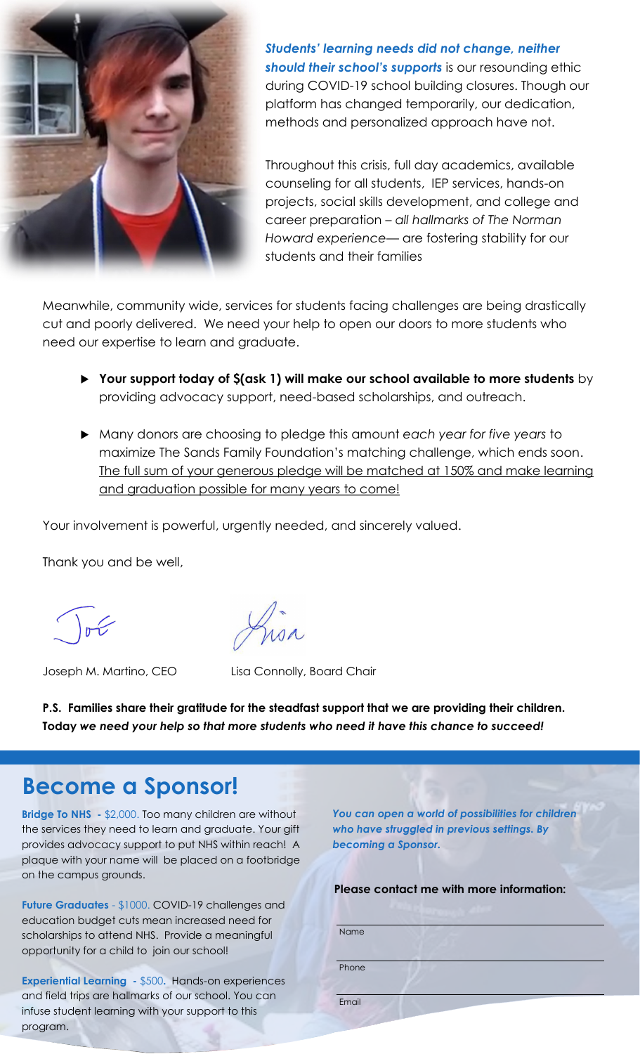***Students' learning needs did not change, neither should their school's supports*** is our resounding ethic during COVID-19 school building closures. Though our platform has changed temporarily, our dedication, methods and personalized approach have not.

Throughout this crisis, full day academics, available counseling for all students, IEP services, hands-on projects, social skills development, and college and career preparation – *all hallmarks of The Norman Howard experience*— are fostering stability for our students and their families

Meanwhile, community wide, services for students facing challenges are being drastically cut and poorly delivered. We need your help to open our doors to more students who need our expertise to learn and graduate.

- **Your support today of $(ask 1) will make our school available to more students** by providing advocacy support, need-based scholarships, and outreach.
- Many donors are choosing to pledge this amount *each year for five years* to maximize The Sands Family Foundation's matching challenge, which ends soon. <u>The full sum of your generous pledge will be matched at 150% and make learning and graduation possible for many years to come!</u>

Your involvement is powerful, urgently needed, and sincerely valued.

Thank you and be well,

Joseph M. Martino, CEO

Lisa Connolly, Board Chair

**P.S. Families share their gratitude for the steadfast support that we are providing their children. Today *we need your help so that more students who need it have this chance to succeed!***

# Become a Sponsor!

**Bridge To NHS** - $2,000. Too many children are without the services they need to learn and graduate. Your gift provides advocacy support to put NHS within reach! A plaque with your name will be placed on a footbridge on the campus grounds.

**Future Graduates** - $1000. COVID-19 challenges and education budget cuts mean increased need for scholarships to attend NHS. Provide a meaningful opportunity for a child to join our school!

**Experiential Learning** - $500. Hands-on experiences and field trips are hallmarks of our school. You can infuse student learning with your support to this program.

***You can open a world of possibilities for children who have struggled in previous settings. By becoming a Sponsor.***

**Please contact me with more information:**

Name

Phone

Email